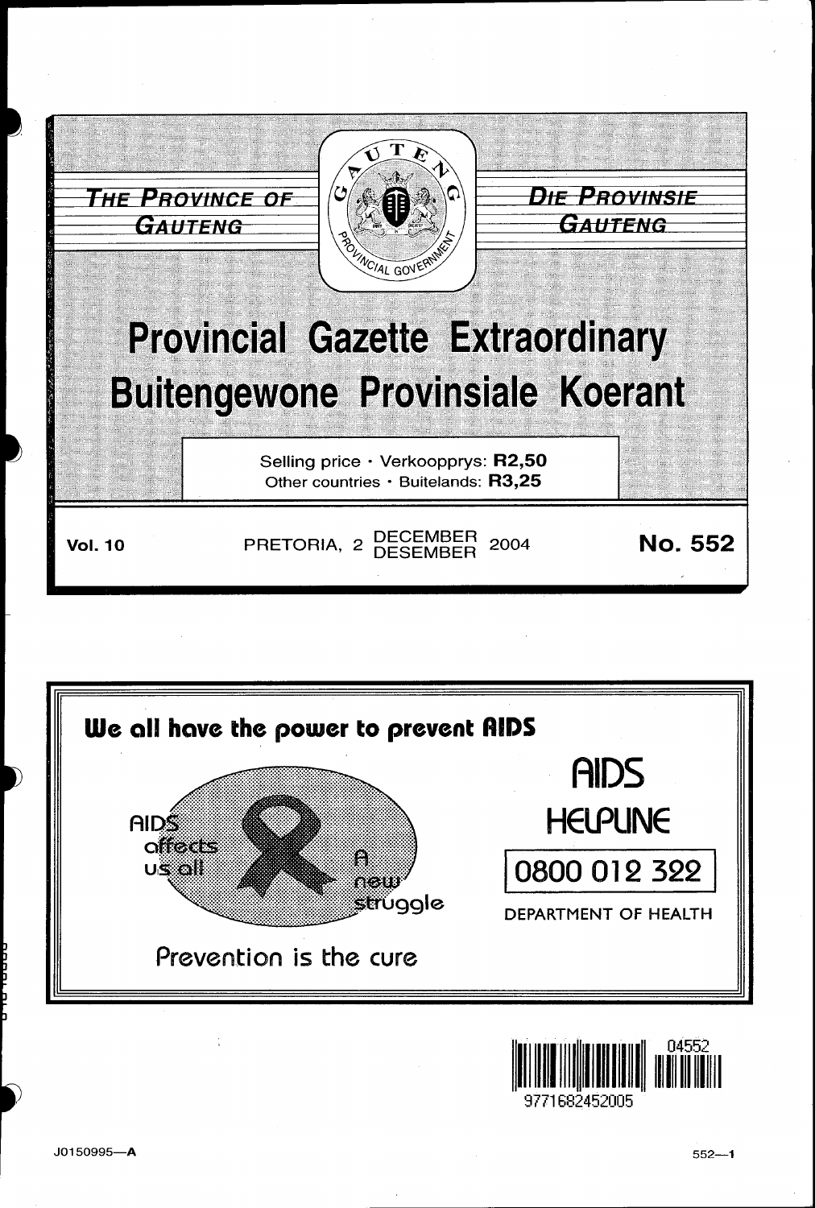THE PROVINCE OF GAUTENG

DIE PROVINSIE GAUTENG

# Provincial Gazette Extraordinary
# Buitengewone Provinsiale Koerant

Selling price · Verkoopprys: **R2,50**
Other countries · Buitelande: **R3,25**

**Vol. 10** PRETORIA, 2 DECEMBER DESEMBER 2004 **No. 552**

**We all have the power to prevent AIDS**

AIDS affects us all

A new struggle

Prevention is the cure

AIDS HELPLINE

0800 012 322

DEPARTMENT OF HEALTH

04552

9771682452005

J0150995—A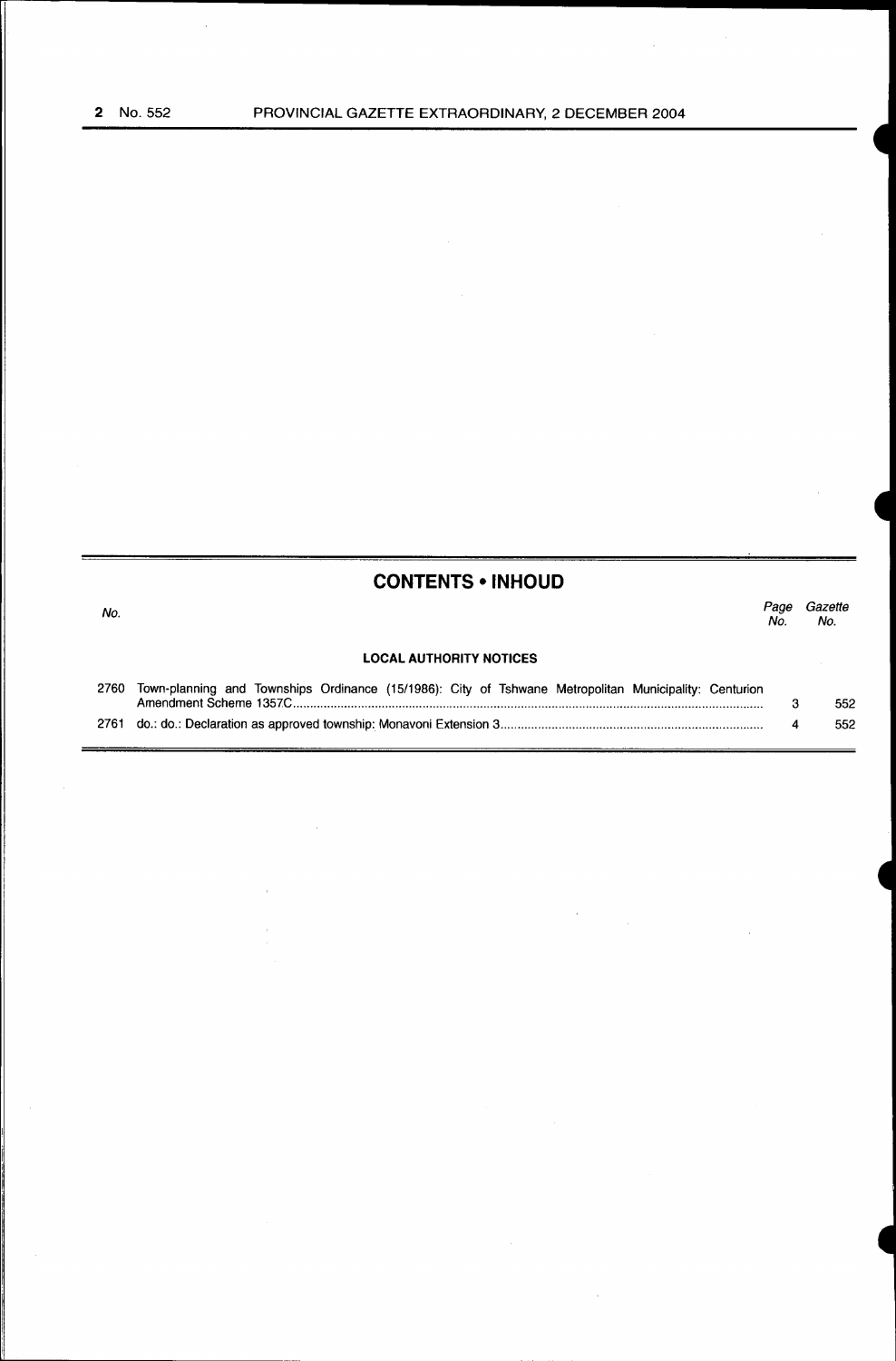## CONTENTS • INHOUD

| No. | | Page No. | Gazette No. |
|---|---|---|---|
| | **LOCAL AUTHORITY NOTICES** | | |
| 2760 | Town-planning and Townships Ordinance (15/1986): City of Tshwane Metropolitan Municipality: Centurion Amendment Scheme 1357C | 3 | 552 |
| 2761 | do.: do.: Declaration as approved township: Monavoni Extension 3 | 4 | 552 |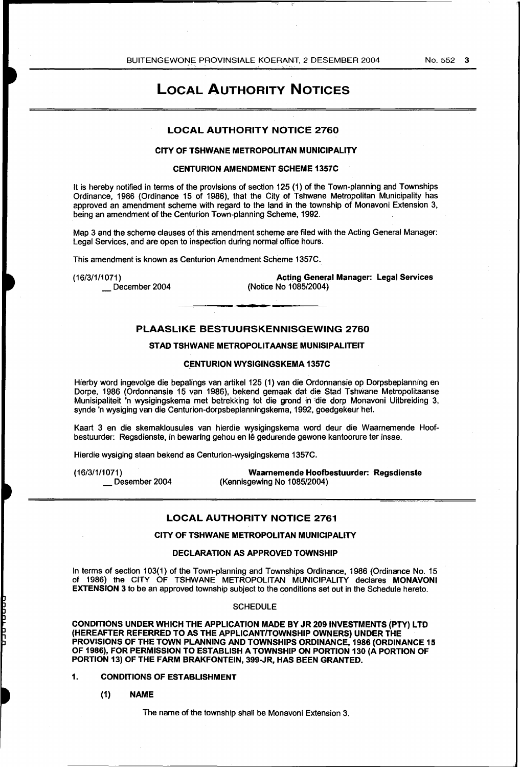# LOCAL AUTHORITY NOTICES

## LOCAL AUTHORITY NOTICE 2760

### CITY OF TSHWANE METROPOLITAN MUNICIPALITY

### CENTURION AMENDMENT SCHEME 1357C

It is hereby notified in terms of the provisions of section 125 (1) of the Town-planning and Townships Ordinance, 1986 (Ordinance 15 of 1986), that the City of Tshwane Metropolitan Municipality has approved an amendment scheme with regard to the land in the township of Monavoni Extension 3, being an amendment of the Centurion Town-planning Scheme, 1992.

Map 3 and the scheme clauses of this amendment scheme are filed with the Acting General Manager: Legal Services, and are open to inspection during normal office hours.

This amendment is known as Centurion Amendment Scheme 1357C.

(16/3/1/1071)
__ December 2004

**Acting General Manager: Legal Services**
(Notice No 1085/2004)

## PLAASLIKE BESTUURSKENNISGEWING 2760

### STAD TSHWANE METROPOLITAANSE MUNISIPALITEIT

### CENTURION WYSIGINGSKEMA 1357C

Hierby word ingevolge die bepalings van artikel 125 (1) van die Ordonnansie op Dorpsbeplanning en Dorpe, 1986 (Ordonnansie 15 van 1986), bekend gemaak dat die Stad Tshwane Metropolitaanse Munisipaliteit 'n wysigingskema met betrekking tot die grond in die dorp Monavoni Uitbreiding 3, synde 'n wysiging van die Centurion-dorpsbeplanningskema, 1992, goedgekeur het.

Kaart 3 en die skemaklousules van hierdie wysigingskema word deur die Waarnemende Hoofbestuurder: Regsdienste, in bewaring gehou en lê gedurende gewone kantoorure ter insae.

Hierdie wysiging staan bekend as Centurion-wysigingskema 1357C.

(16/3/1/1071)
__ Desember 2004

**Waarnemende Hoofbestuurder: Regsdienste**
(Kennisgewing No 1085/2004)

## LOCAL AUTHORITY NOTICE 2761

### CITY OF TSHWANE METROPOLITAN MUNICIPALITY

### DECLARATION AS APPROVED TOWNSHIP

In terms of section 103(1) of the Town-planning and Townships Ordinance, 1986 (Ordinance No. 15 of 1986) the CITY OF TSHWANE METROPOLITAN MUNICIPALITY declares **MONAVONI EXTENSION 3** to be an approved township subject to the conditions set out in the Schedule hereto.

SCHEDULE

**CONDITIONS UNDER WHICH THE APPLICATION MADE BY JR 209 INVESTMENTS (PTY) LTD (HEREAFTER REFERRED TO AS THE APPLICANT/TOWNSHIP OWNERS) UNDER THE PROVISIONS OF THE TOWN PLANNING AND TOWNSHIPS ORDINANCE, 1986 (ORDINANCE 15 OF 1986), FOR PERMISSION TO ESTABLISH A TOWNSHIP ON PORTION 130 (A PORTION OF PORTION 13) OF THE FARM BRAKFONTEIN, 399-JR, HAS BEEN GRANTED.**

**1. CONDITIONS OF ESTABLISHMENT**

**(1) NAME**

The name of the township shall be Monavoni Extension 3.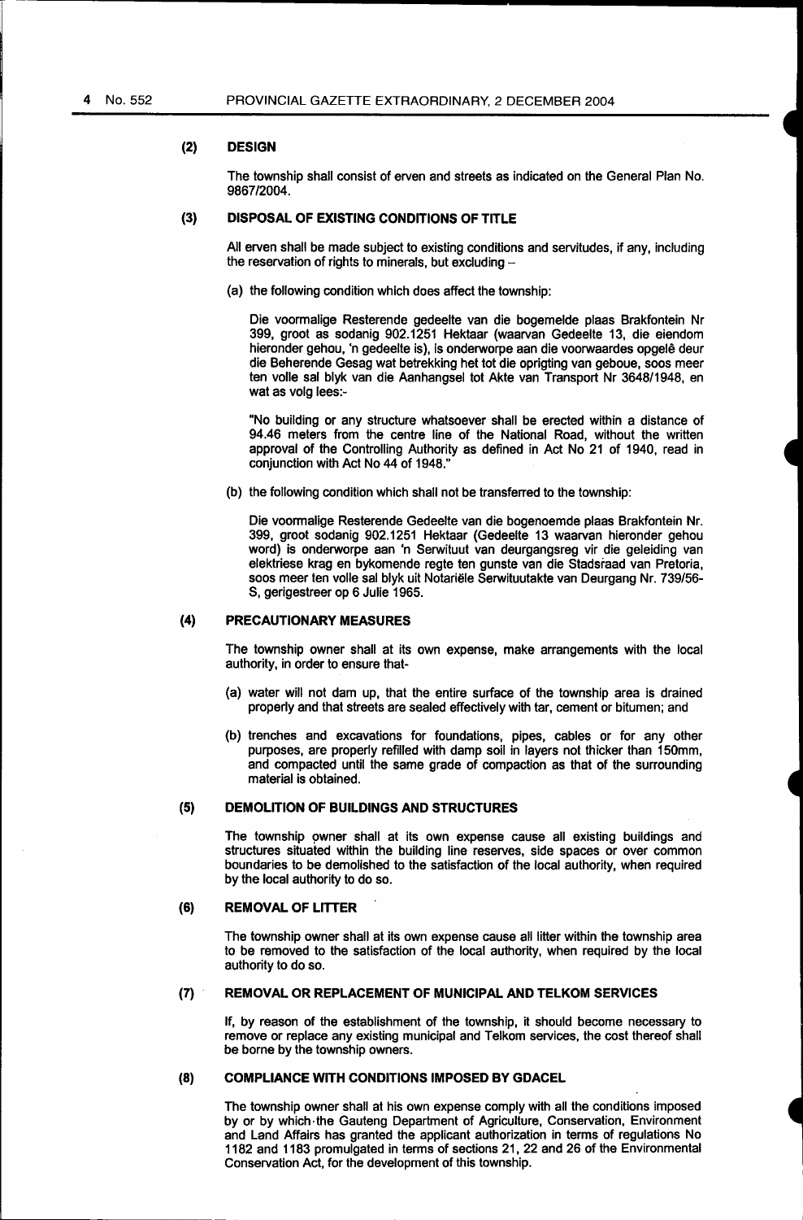### (2) DESIGN

The township shall consist of erven and streets as indicated on the General Plan No. 9867/2004.

### (3) DISPOSAL OF EXISTING CONDITIONS OF TITLE

All erven shall be made subject to existing conditions and servitudes, if any, including the reservation of rights to minerals, but excluding –

(a) the following condition which does affect the township:

Die voormalige Resterende gedeelte van die bogemelde plaas Brakfontein Nr 399, groot as sodanig 902.1251 Hektaar (waarvan Gedeelte 13, die eiendom hieronder gehou, 'n gedeelte is), is onderworpe aan die voorwaardes opgelê deur die Beherende Gesag wat betrekking het tot die oprigting van geboue, soos meer ten volle sal blyk van die Aanhangsel tot Akte van Transport Nr 3648/1948, en wat as volg lees:-

"No building or any structure whatsoever shall be erected within a distance of 94.46 meters from the centre line of the National Road, without the written approval of the Controlling Authority as defined in Act No 21 of 1940, read in conjunction with Act No 44 of 1948."

(b) the following condition which shall not be transferred to the township:

Die voormalige Resterende Gedeelte van die bogenoemde plaas Brakfontein Nr. 399, groot sodanig 902.1251 Hektaar (Gedeelte 13 waarvan hieronder gehou word) is onderworpe aan 'n Serwituut van deurgangsreg vir die geleiding van elektriese krag en bykomende regte ten gunste van die Stadsraad van Pretoria, soos meer ten volle sal blyk uit Notariële Serwituutakte van Deurgang Nr. 739/56-S, gerigestreer op 6 Julie 1965.

### (4) PRECAUTIONARY MEASURES

The township owner shall at its own expense, make arrangements with the local authority, in order to ensure that-

(a) water will not dam up, that the entire surface of the township area is drained properly and that streets are sealed effectively with tar, cement or bitumen; and

(b) trenches and excavations for foundations, pipes, cables or for any other purposes, are properly refilled with damp soil in layers not thicker than 150mm, and compacted until the same grade of compaction as that of the surrounding material is obtained.

### (5) DEMOLITION OF BUILDINGS AND STRUCTURES

The township owner shall at its own expense cause all existing buildings and structures situated within the building line reserves, side spaces or over common boundaries to be demolished to the satisfaction of the local authority, when required by the local authority to do so.

### (6) REMOVAL OF LITTER

The township owner shall at its own expense cause all litter within the township area to be removed to the satisfaction of the local authority, when required by the local authority to do so.

### (7) REMOVAL OR REPLACEMENT OF MUNICIPAL AND TELKOM SERVICES

If, by reason of the establishment of the township, it should become necessary to remove or replace any existing municipal and Telkom services, the cost thereof shall be borne by the township owners.

### (8) COMPLIANCE WITH CONDITIONS IMPOSED BY GDACEL

The township owner shall at his own expense comply with all the conditions imposed by or by which the Gauteng Department of Agriculture, Conservation, Environment and Land Affairs has granted the applicant authorization in terms of regulations No 1182 and 1183 promulgated in terms of sections 21, 22 and 26 of the Environmental Conservation Act, for the development of this township.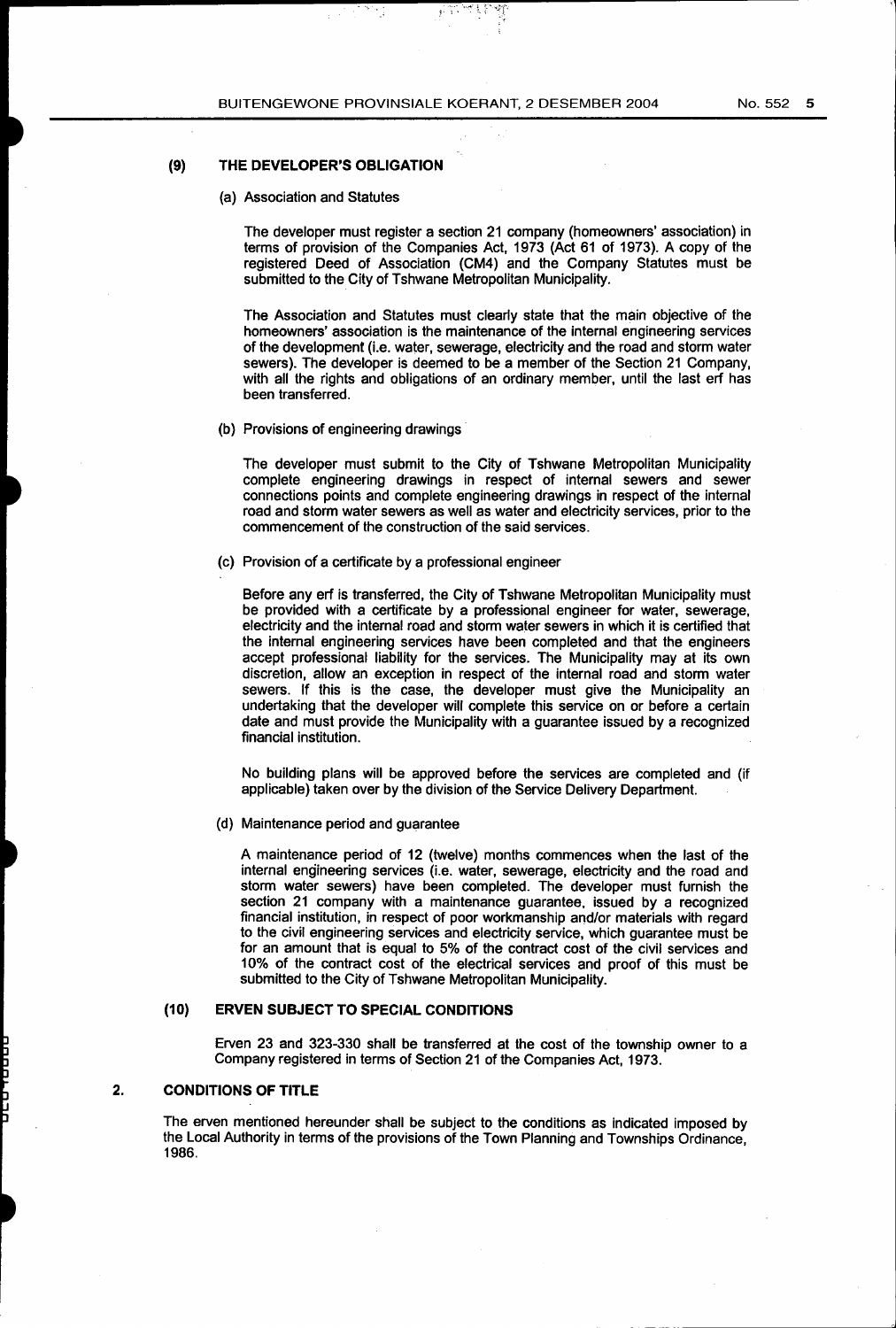### (9) THE DEVELOPER'S OBLIGATION

(a) Association and Statutes

The developer must register a section 21 company (homeowners' association) in terms of provision of the Companies Act, 1973 (Act 61 of 1973). A copy of the registered Deed of Association (CM4) and the Company Statutes must be submitted to the City of Tshwane Metropolitan Municipality.

The Association and Statutes must clearly state that the main objective of the homeowners' association is the maintenance of the internal engineering services of the development (i.e. water, sewerage, electricity and the road and storm water sewers). The developer is deemed to be a member of the Section 21 Company, with all the rights and obligations of an ordinary member, until the last erf has been transferred.

(b) Provisions of engineering drawings

The developer must submit to the City of Tshwane Metropolitan Municipality complete engineering drawings in respect of internal sewers and sewer connections points and complete engineering drawings in respect of the internal road and storm water sewers as well as water and electricity services, prior to the commencement of the construction of the said services.

(c) Provision of a certificate by a professional engineer

Before any erf is transferred, the City of Tshwane Metropolitan Municipality must be provided with a certificate by a professional engineer for water, sewerage, electricity and the internal road and storm water sewers in which it is certified that the internal engineering services have been completed and that the engineers accept professional liability for the services. The Municipality may at its own discretion, allow an exception in respect of the internal road and storm water sewers. If this is the case, the developer must give the Municipality an undertaking that the developer will complete this service on or before a certain date and must provide the Municipality with a guarantee issued by a recognized financial institution.

No building plans will be approved before the services are completed and (if applicable) taken over by the division of the Service Delivery Department.

(d) Maintenance period and guarantee

A maintenance period of 12 (twelve) months commences when the last of the internal engineering services (i.e. water, sewerage, electricity and the road and storm water sewers) have been completed. The developer must furnish the section 21 company with a maintenance guarantee, issued by a recognized financial institution, in respect of poor workmanship and/or materials with regard to the civil engineering services and electricity service, which guarantee must be for an amount that is equal to 5% of the contract cost of the civil services and 10% of the contract cost of the electrical services and proof of this must be submitted to the City of Tshwane Metropolitan Municipality.

### (10) ERVEN SUBJECT TO SPECIAL CONDITIONS

Erven 23 and 323-330 shall be transferred at the cost of the township owner to a Company registered in terms of Section 21 of the Companies Act, 1973.

## 2. CONDITIONS OF TITLE

The erven mentioned hereunder shall be subject to the conditions as indicated imposed by the Local Authority in terms of the provisions of the Town Planning and Townships Ordinance, 1986.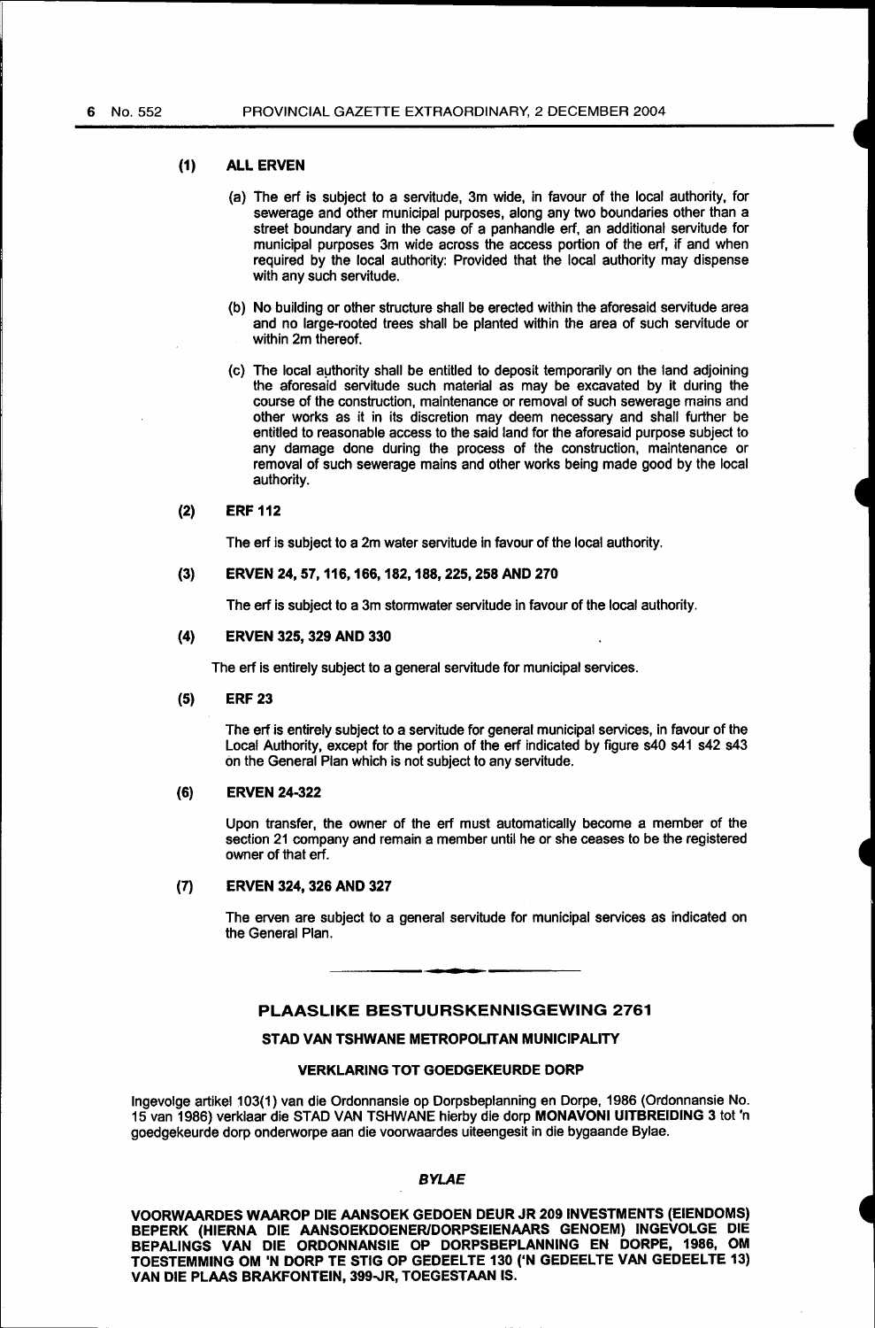**(1) ALL ERVEN**

(a) The erf is subject to a servitude, 3m wide, in favour of the local authority, for sewerage and other municipal purposes, along any two boundaries other than a street boundary and in the case of a panhandle erf, an additional servitude for municipal purposes 3m wide across the access portion of the erf, if and when required by the local authority: Provided that the local authority may dispense with any such servitude.

(b) No building or other structure shall be erected within the aforesaid servitude area and no large-rooted trees shall be planted within the area of such servitude or within 2m thereof.

(c) The local authority shall be entitled to deposit temporarily on the land adjoining the aforesaid servitude such material as may be excavated by it during the course of the construction, maintenance or removal of such sewerage mains and other works as it in its discretion may deem necessary and shall further be entitled to reasonable access to the said land for the aforesaid purpose subject to any damage done during the process of the construction, maintenance or removal of such sewerage mains and other works being made good by the local authority.

**(2) ERF 112**

The erf is subject to a 2m water servitude in favour of the local authority.

**(3) ERVEN 24, 57, 116, 166, 182, 188, 225, 258 AND 270**

The erf is subject to a 3m stormwater servitude in favour of the local authority.

**(4) ERVEN 325, 329 AND 330**

The erf is entirely subject to a general servitude for municipal services.

**(5) ERF 23**

The erf is entirely subject to a servitude for general municipal services, in favour of the Local Authority, except for the portion of the erf indicated by figure s40 s41 s42 s43 on the General Plan which is not subject to any servitude.

**(6) ERVEN 24-322**

Upon transfer, the owner of the erf must automatically become a member of the section 21 company and remain a member until he or she ceases to be the registered owner of that erf.

**(7) ERVEN 324, 326 AND 327**

The erven are subject to a general servitude for municipal services as indicated on the General Plan.

## PLAASLIKE BESTUURSKENNISGEWING 2761

### STAD VAN TSHWANE METROPOLITAN MUNICIPALITY

### VERKLARING TOT GOEDGEKEURDE DORP

Ingevolge artikel 103(1) van die Ordonnansie op Dorpsbeplanning en Dorpe, 1986 (Ordonnansie No. 15 van 1986) verklaar die STAD VAN TSHWANE hierby die dorp **MONAVONI UITBREIDING 3** tot 'n goedgekeurde dorp onderworpe aan die voorwaardes uiteengesit in die bygaande Bylae.

### *BYLAE*

**VOORWAARDES WAAROP DIE AANSOEK GEDOEN DEUR JR 209 INVESTMENTS (EIENDOMS) BEPERK (HIERNA DIE AANSOEKDOENER/DORPSEIENAARS GENOEM) INGEVOLGE DIE BEPALINGS VAN DIE ORDONNANSIE OP DORPSBEPLANNING EN DORPE, 1986, OM TOESTEMMING OM 'N DORP TE STIG OP GEDEELTE 130 ('N GEDEELTE VAN GEDEELTE 13) VAN DIE PLAAS BRAKFONTEIN, 399-JR, TOEGESTAAN IS.**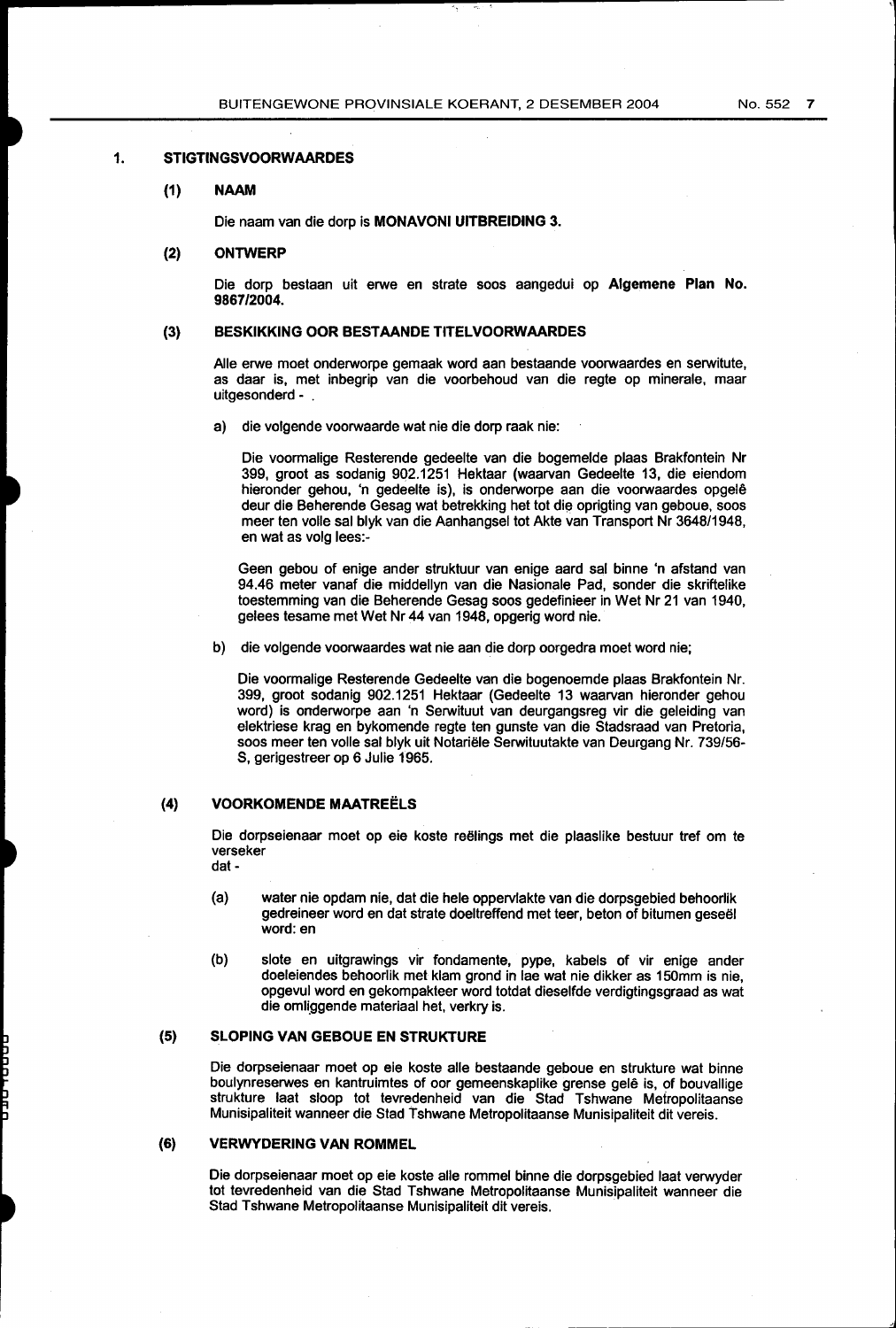## 1. STIGTINGSVOORWAARDES

### (1) NAAM

Die naam van die dorp is **MONAVONI UITBREIDING 3.**

### (2) ONTWERP

Die dorp bestaan uit erwe en strate soos aangedui op **Algemene Plan No. 9867/2004.**

### (3) BESKIKKING OOR BESTAANDE TITELVOORWAARDES

Alle erwe moet onderworpe gemaak word aan bestaande voorwaardes en serwitute, as daar is, met inbegrip van die voorbehoud van die regte op minerale, maar uitgesonderd - .

a) die volgende voorwaarde wat nie die dorp raak nie:

Die voormalige Resterende gedeelte van die bogemelde plaas Brakfontein Nr 399, groot as sodanig 902.1251 Hektaar (waarvan Gedeelte 13, die eiendom hieronder gehou, 'n gedeelte is), is onderworpe aan die voorwaardes opgelê deur die Beherende Gesag wat betrekking het tot die oprigting van geboue, soos meer ten volle sal blyk van die Aanhangsel tot Akte van Transport Nr 3648/1948, en wat as volg lees:-

Geen gebou of enige ander struktuur van enige aard sal binne 'n afstand van 94.46 meter vanaf die middellyn van die Nasionale Pad, sonder die skriftelike toestemming van die Beherende Gesag soos gedefinieer in Wet Nr 21 van 1940, gelees tesame met Wet Nr 44 van 1948, opgerig word nie.

b) die volgende voorwaardes wat nie aan die dorp oorgedra moet word nie;

Die voormalige Resterende Gedeelte van die bogenoemde plaas Brakfontein Nr. 399, groot sodanig 902.1251 Hektaar (Gedeelte 13 waarvan hieronder gehou word) is onderworpe aan 'n Serwituut van deurgangsreg vir die geleiding van elektriese krag en bykomende regte ten gunste van die Stadsraad van Pretoria, soos meer ten volle sal blyk uit Notariële Serwituutakte van Deurgang Nr. 739/56-S, gerigestreer op 6 Julie 1965.

### (4) VOORKOMENDE MAATREËLS

Die dorpseienaar moet op eie koste reëlings met die plaaslike bestuur tref om te verseker dat -

(a) water nie opdam nie, dat die hele oppervlakte van die dorpsgebied behoorlik gedreineer word en dat strate doeltreffend met teer, beton of bitumen geseël word: en

(b) slote en uitgrawings vir fondamente, pype, kabels of vir enige ander doeleiendes behoorlik met klam grond in lae wat nie dikker as 150mm is nie, opgevul word en gekompakteer word totdat dieselfde verdigtingsgraad as wat die omliggende materiaal het, verkry is.

### (5) SLOPING VAN GEBOUE EN STRUKTURE

Die dorpseienaar moet op eie koste alle bestaande geboue en strukture wat binne boulynreserwes en kantruimtes of oor gemeenskaplike grense gelê is, of bouvallige strukture laat sloop tot tevredenheid van die Stad Tshwane Metropolitaanse Munisipaliteit wanneer die Stad Tshwane Metropolitaanse Munisipaliteit dit vereis.

### (6) VERWYDERING VAN ROMMEL

Die dorpseienaar moet op eie koste alle rommel binne die dorpsgebied laat verwyder tot tevredenheid van die Stad Tshwane Metropolitaanse Munisipaliteit wanneer die Stad Tshwane Metropolitaanse Munisipaliteit dit vereis.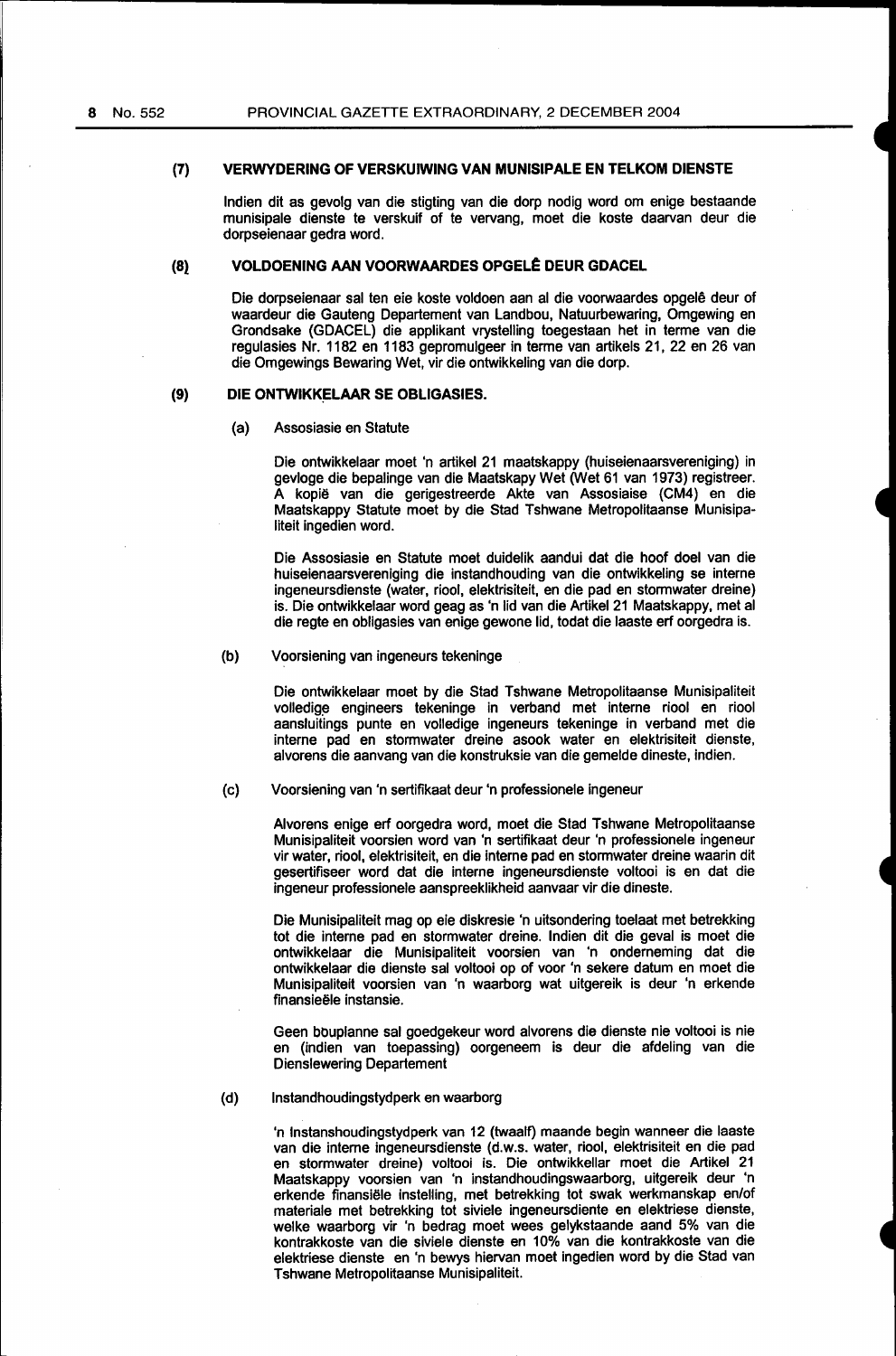## (7) VERWYDERING OF VERSKUIWING VAN MUNISIPALE EN TELKOM DIENSTE

Indien dit as gevolg van die stigting van die dorp nodig word om enige bestaande munisipale dienste te verskuif of te vervang, moet die koste daarvan deur die dorpseienaar gedra word.

## (8) VOLDOENING AAN VOORWAARDES OPGELÊ DEUR GDACEL

Die dorpseienaar sal ten eie koste voldoen aan al die voorwaardes opgelê deur of waardeur die Gauteng Departement van Landbou, Natuurbewaring, Omgewing en Grondsake (GDACEL) die applikant vrystelling toegestaan het in terme van die regulasies Nr. 1182 en 1183 gepromulgeer in terme van artikels 21, 22 en 26 van die Omgewings Bewaring Wet, vir die ontwikkeling van die dorp.

## (9) DIE ONTWIKKELAAR SE OBLIGASIES.

### (a) Assosiasie en Statute

Die ontwikkelaar moet 'n artikel 21 maatskappy (huiseienaarsvereniging) in gevloge die bepalinge van die Maatskapy Wet (Wet 61 van 1973) registreer. A kopië van die gerigestreerde Akte van Assosiaise (CM4) en die Maatskappy Statute moet by die Stad Tshwane Metropolitaanse Munisipaliteit ingedien word.

Die Assosiasie en Statute moet duidelik aandui dat die hoof doel van die huiseienaarsvereniging die instandhouding van die ontwikkeling se interne ingeneursdienste (water, riool, elektrisiteit, en die pad en stormwater dreine) is. Die ontwikkelaar word geag as 'n lid van die Artikel 21 Maatskappy, met al die regte en obligasies van enige gewone lid, todat die laaste erf oorgedra is.

### (b) Voorsiening van ingeneurs tekeninge

Die ontwikkelaar moet by die Stad Tshwane Metropolitaanse Munisipaliteit volledige engineers tekeninge in verband met interne riool en riool aansluitings punte en volledige ingeneurs tekeninge in verband met die interne pad en stormwater dreine asook water en elektrisiteit dienste, alvorens die aanvang van die konstruksie van die gemelde dineste, indien.

### (c) Voorsiening van 'n sertifikaat deur 'n professionele ingeneur

Alvorens enige erf oorgedra word, moet die Stad Tshwane Metropolitaanse Munisipaliteit voorsien word van 'n sertifikaat deur 'n professionele ingeneur vir water, riool, elektrisiteit, en die interne pad en stormwater dreine waarin dit gesertifiseer word dat die interne ingeneursdienste voltooi is en dat die ingeneur professionele aanspreeklikheid aanvaar vir die dineste.

Die Munisipaliteit mag op eie diskresie 'n uitsondering toelaat met betrekking tot die interne pad en stormwater dreine. Indien dit die geval is moet die ontwikkelaar die Munisipaliteit voorsien van 'n onderneming dat die ontwikkelaar die dienste sal voltooi op of voor 'n sekere datum en moet die Munisipaliteit voorsien van 'n waarborg wat uitgereik is deur 'n erkende finansieële instansie.

Geen bouplanne sal goedgekeur word alvorens die dienste nie voltooi is nie en (indien van toepassing) oorgeneem is deur die afdeling van die Dienslewering Departement

### (d) Instandhoudingstydperk en waarborg

'n Instanshoudingstydperk van 12 (twaalf) maande begin wanneer die laaste van die interne ingeneursdienste (d.w.s. water, riool, elektrisiteit en die pad en stormwater dreine) voltooi is. Die ontwikkellar moet die Artikel 21 Maatskappy voorsien van 'n instandhoudingswaarborg, uitgereik deur 'n erkende finansiële instelling, met betrekking tot swak werkmanskap en/of materiale met betrekking tot siviele ingeneursdiente en elektriese dienste, welke waarborg vir 'n bedrag moet wees gelykstaande aand 5% van die kontrakkoste van die siviele dienste en 10% van die kontrakkoste van die elektriese dienste en 'n bewys hiervan moet ingedien word by die Stad van Tshwane Metropolitaanse Munisipaliteit.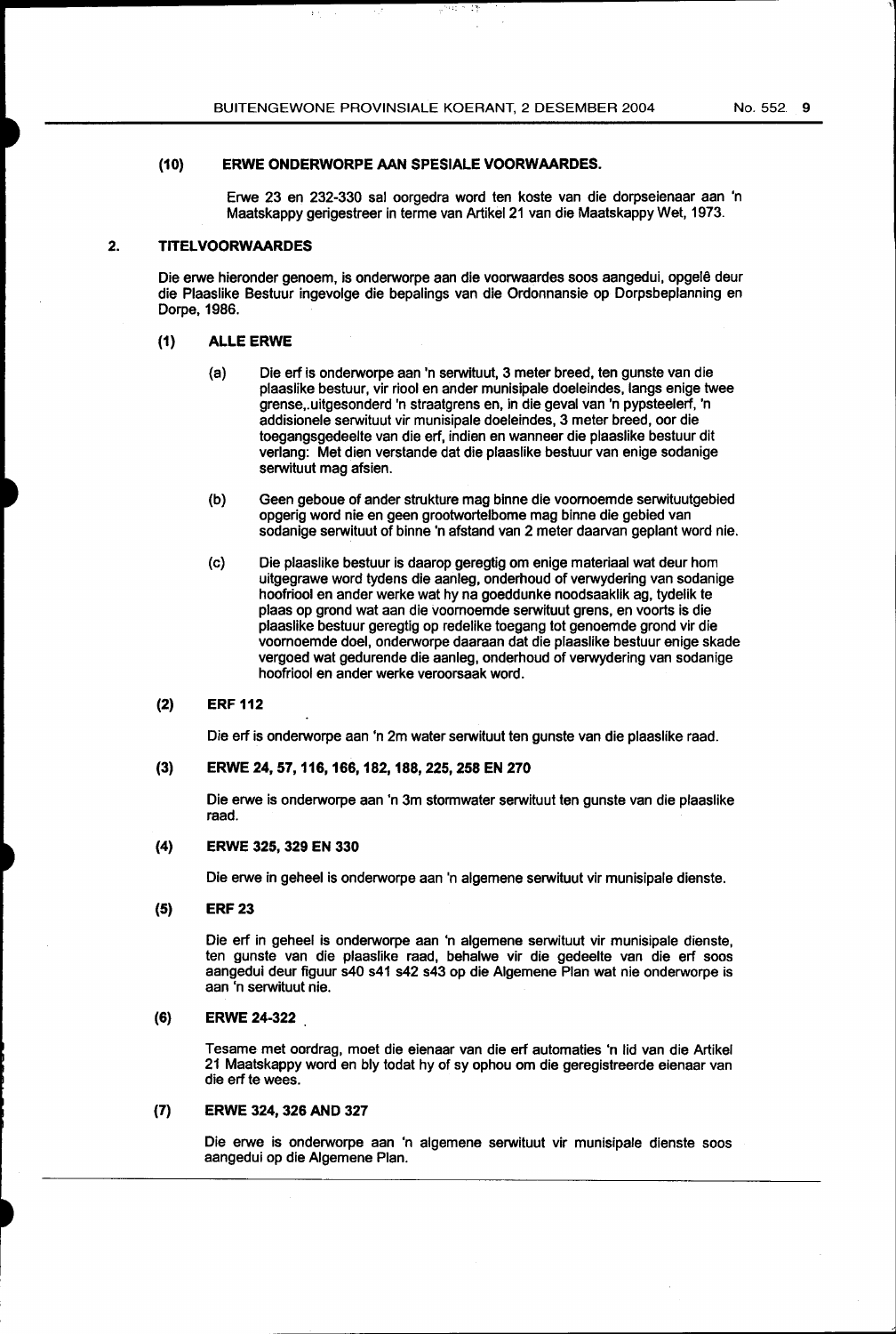### (10) ERWE ONDERWORPE AAN SPESIALE VOORWAARDES.

Erwe 23 en 232-330 sal oorgedra word ten koste van die dorpseienaar aan 'n Maatskappy gerigestreer in terme van Artikel 21 van die Maatskappy Wet, 1973.

## 2. TITELVOORWAARDES

Die erwe hieronder genoem, is onderworpe aan die voorwaardes soos aangedui, opgelê deur die Plaaslike Bestuur ingevolge die bepalings van die Ordonnansie op Dorpsbeplanning en Dorpe, 1986.

### (1) ALLE ERWE

(a) Die erf is onderworpe aan 'n serwituut, 3 meter breed, ten gunste van die plaaslike bestuur, vir riool en ander munisipale doeleindes, langs enige twee grense,.uitgesonderd 'n straatgrens en, in die geval van 'n pypsteelerf, 'n addisionele serwituut vir munisipale doeleindes, 3 meter breed, oor die toegangsgedeelte van die erf, indien en wanneer die plaaslike bestuur dit verlang: Met dien verstande dat die plaaslike bestuur van enige sodanige serwituut mag afsien.

(b) Geen geboue of ander strukture mag binne die voornoemde serwituutgebied opgerig word nie en geen grootwortelbome mag binne die gebied van sodanige serwituut of binne 'n afstand van 2 meter daarvan geplant word nie.

(c) Die plaaslike bestuur is daarop geregtig om enige materiaal wat deur hom uitgegrawe word tydens die aanleg, onderhoud of verwydering van sodanige hoofriool en ander werke wat hy na goeddunke noodsaaklik ag, tydelik te plaas op grond wat aan die voornoemde serwituut grens, en voorts is die plaaslike bestuur geregtig op redelike toegang tot genoemde grond vir die voornoemde doel, onderworpe daaraan dat die plaaslike bestuur enige skade vergoed wat gedurende die aanleg, onderhoud of verwydering van sodanige hoofriool en ander werke veroorsaak word.

### (2) ERF 112

Die erf is onderworpe aan 'n 2m water serwituut ten gunste van die plaaslike raad.

### (3) ERWE 24, 57, 116, 166, 182, 188, 225, 258 EN 270

Die erwe is onderworpe aan 'n 3m stormwater serwituut ten gunste van die plaaslike raad.

### (4) ERWE 325, 329 EN 330

Die erwe in geheel is onderworpe aan 'n algemene serwituut vir munisipale dienste.

### (5) ERF 23

Die erf in geheel is onderworpe aan 'n algemene serwituut vir munisipale dienste, ten gunste van die plaaslike raad, behalwe vir die gedeelte van die erf soos aangedui deur figuur s40 s41 s42 s43 op die Algemene Plan wat nie onderworpe is aan 'n serwituut nie.

### (6) ERWE 24-322

Tesame met oordrag, moet die eienaar van die erf automaties 'n lid van die Artikel 21 Maatskappy word en bly todat hy of sy ophou om die geregistreerde eienaar van die erf te wees.

### (7) ERWE 324, 326 AND 327

Die erwe is onderworpe aan 'n algemene serwituut vir munisipale dienste soos aangedui op die Algemene Plan.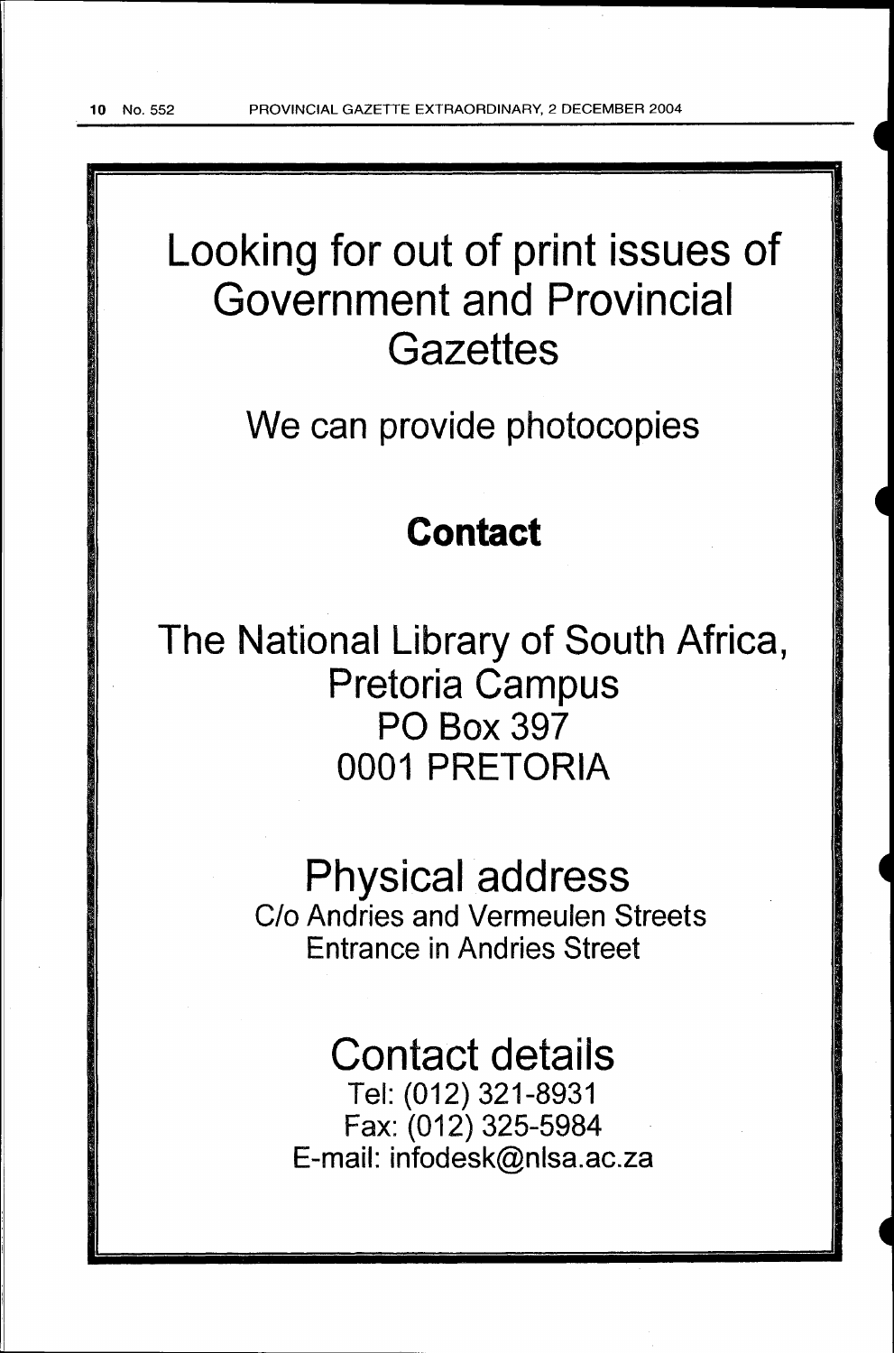# Looking for out of print issues of Government and Provincial Gazettes

## We can provide photocopies

## **Contact**

## The National Library of South Africa, Pretoria Campus
PO Box 397
0001 PRETORIA

## Physical address
C/o Andries and Vermeulen Streets
Entrance in Andries Street

## Contact details
Tel: (012) 321-8931
Fax: (012) 325-5984
E-mail: infodesk@nlsa.ac.za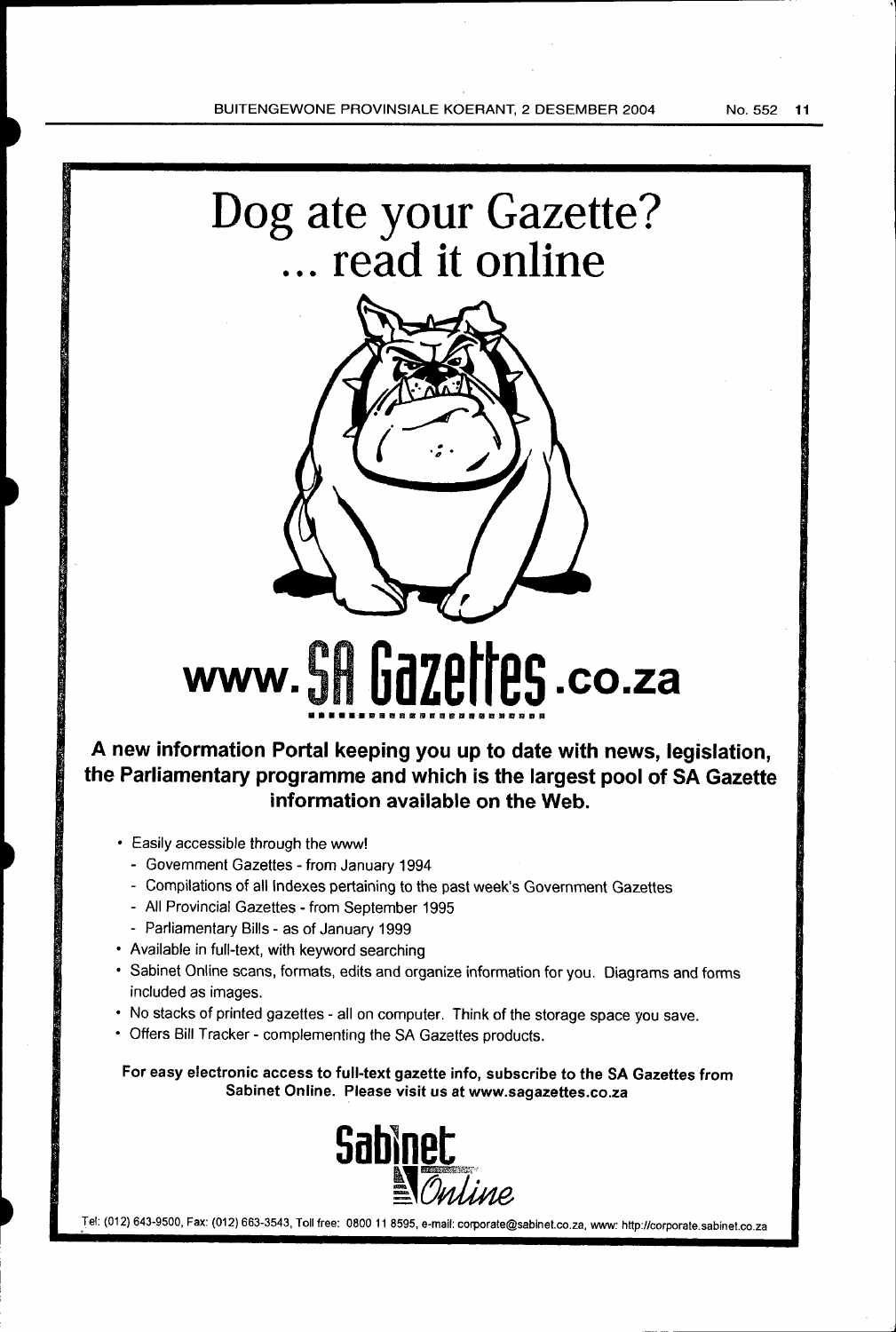# Dog ate your Gazette?
# ... read it online

# www.SA Gazettes.co.za

**A new information Portal keeping you up to date with news, legislation, the Parliamentary programme and which is the largest pool of SA Gazette information available on the Web.**

- Easily accessible through the www!
  - Government Gazettes - from January 1994
  - Compilations of all Indexes pertaining to the past week's Government Gazettes
  - All Provincial Gazettes - from September 1995
  - Parliamentary Bills - as of January 1999
- Available in full-text, with keyword searching
- Sabinet Online scans, formats, edits and organize information for you. Diagrams and forms included as images.
- No stacks of printed gazettes - all on computer. Think of the storage space you save.
- Offers Bill Tracker - complementing the SA Gazettes products.

**For easy electronic access to full-text gazette info, subscribe to the SA Gazettes from Sabinet Online. Please visit us at www.sagazettes.co.za**

Sabinet Online

Tel: (012) 643-9500, Fax: (012) 663-3543, Toll free: 0800 11 8595, e-mail: corporate@sabinet.co.za, www: http://corporate.sabinet.co.za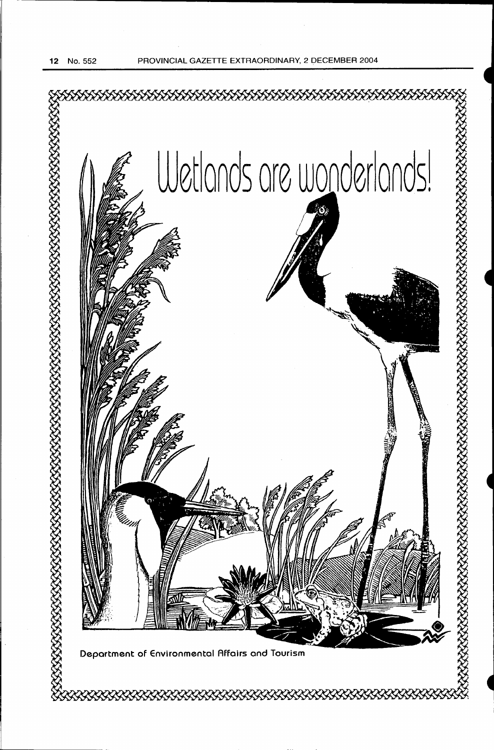# Wetlands are wonderlands!

Department of Environmental Affairs and Tourism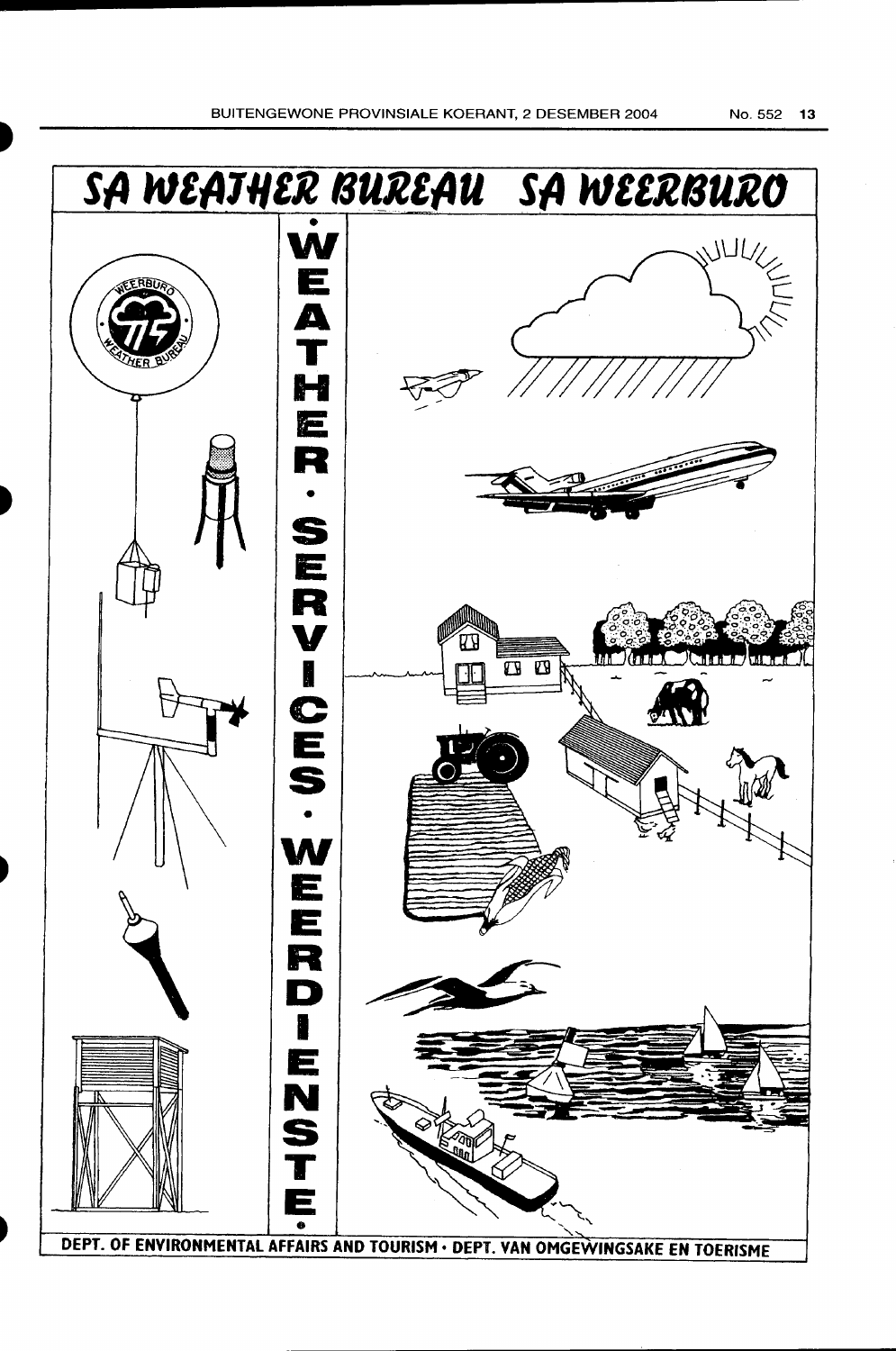# SA WEATHER BUREAU SA WEERBURO

WEATHER • SERVICES • WEERDIENSTE

DEPT. OF ENVIRONMENTAL AFFAIRS AND TOURISM • DEPT. VAN OMGEWINGSAKE EN TOERISME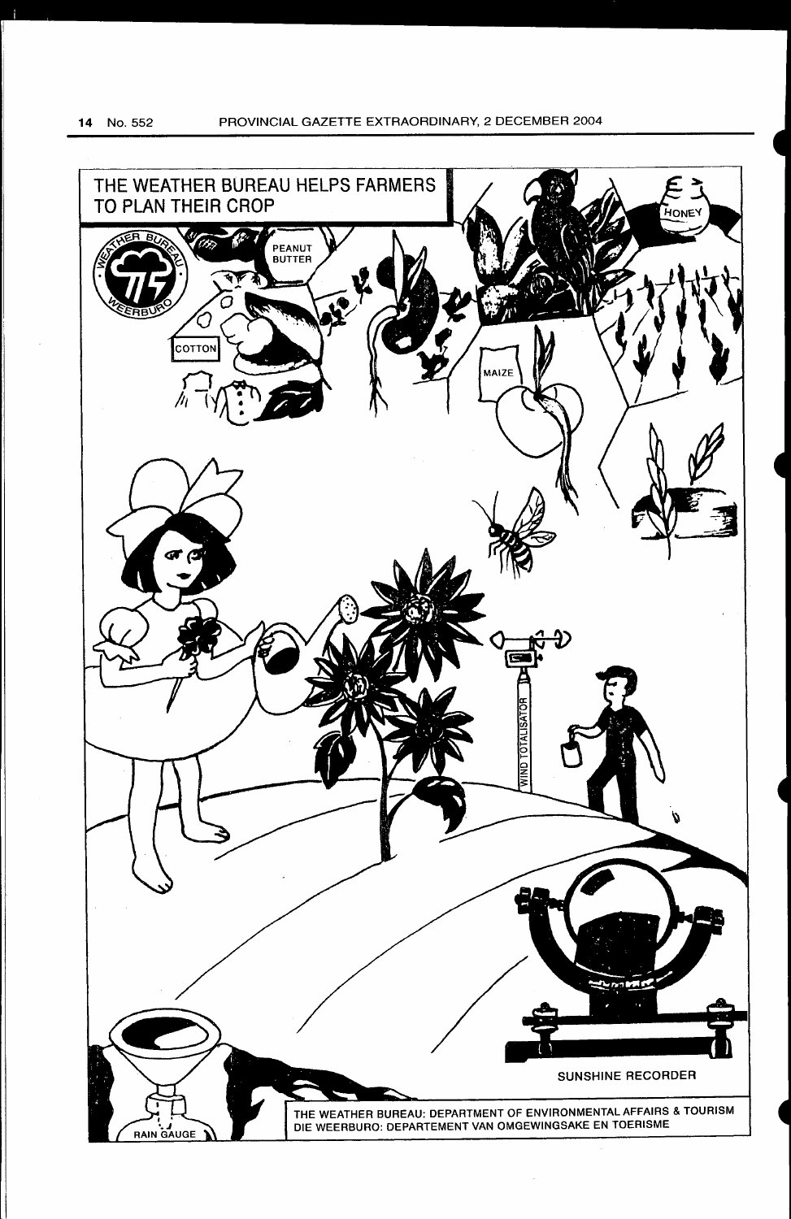THE WEATHER BUREAU HELPS FARMERS TO PLAN THEIR CROP

WEATHER BUREAU 75 WEERBURO

PEANUT BUTTER

HONEY

COTTON

MAIZE

WIND TOTALISATOR

SUNSHINE RECORDER

RAIN GAUGE

THE WEATHER BUREAU: DEPARTMENT OF ENVIRONMENTAL AFFAIRS & TOURISM
DIE WEERBURO: DEPARTEMENT VAN OMGEWINGSAKE EN TOERISME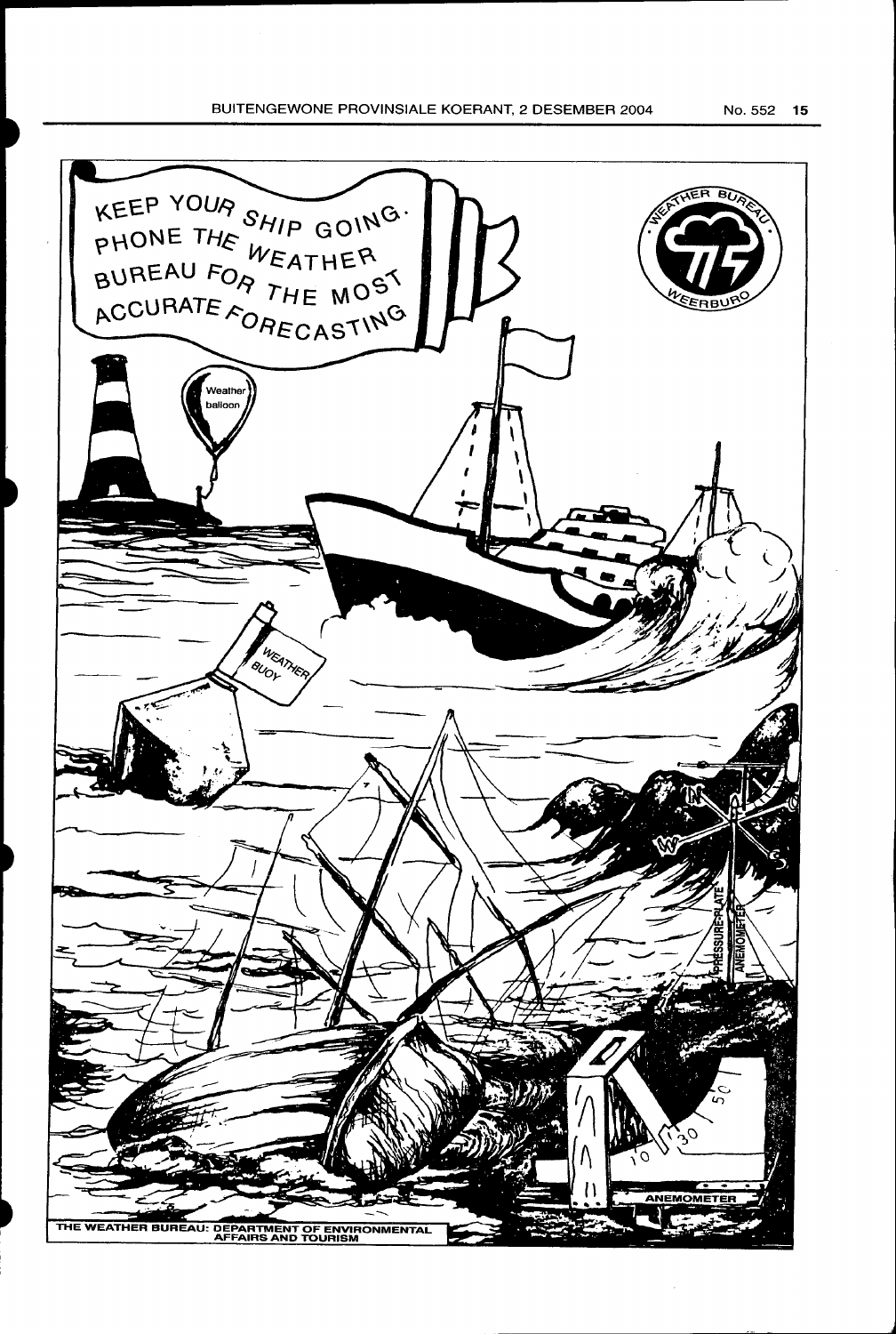KEEP YOUR SHIP GOING. PHONE THE WEATHER BUREAU FOR THE MOST ACCURATE FORECASTING

THE WEATHER BUREAU: DEPARTMENT OF ENVIRONMENTAL AFFAIRS AND TOURISM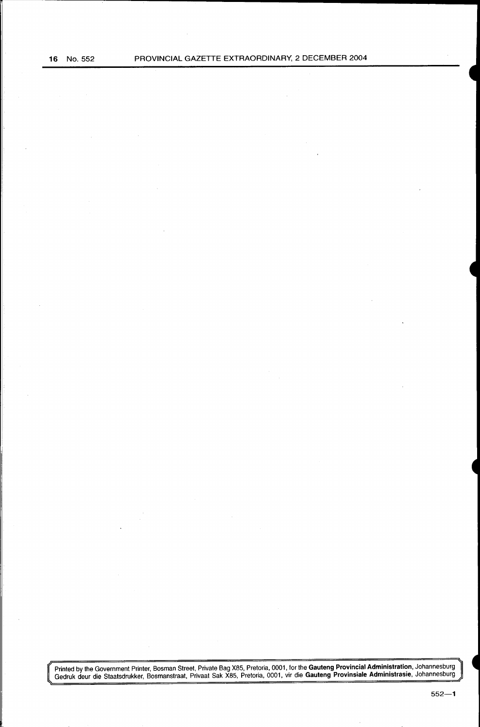Printed by the Government Printer, Bosman Street, Private Bag X85, Pretoria, 0001, for the **Gauteng Provincial Administration**, Johannesburg
Gedruk deur die Staatsdrukker, Bosmanstraat, Privaat Sak X85, Pretoria, 0001, vir die **Gauteng Provinsiale Administrasie**, Johannesburg

552—1